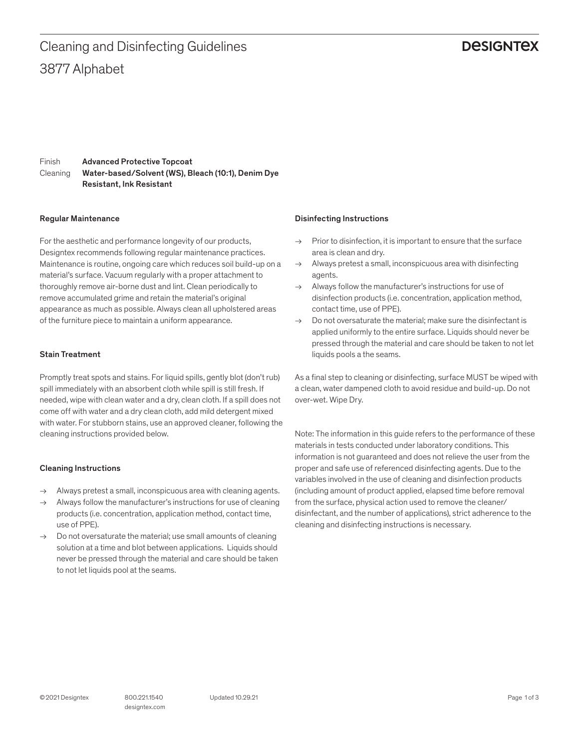# Cleaning and Disinfecting Guidelines

# 3877 Alphabet

DESIGNTEX

Finish **Advanced Protective Topcoat**
Cleaning **Water-based/Solvent (WS), Bleach (10:1), Denim Dye Resistant, Ink Resistant**

### Regular Maintenance

For the aesthetic and performance longevity of our products, Designtex recommends following regular maintenance practices. Maintenance is routine, ongoing care which reduces soil build-up on a material's surface. Vacuum regularly with a proper attachment to thoroughly remove air-borne dust and lint. Clean periodically to remove accumulated grime and retain the material's original appearance as much as possible. Always clean all upholstered areas of the furniture piece to maintain a uniform appearance.

### Stain Treatment

Promptly treat spots and stains. For liquid spills, gently blot (don't rub) spill immediately with an absorbent cloth while spill is still fresh. If needed, wipe with clean water and a dry, clean cloth. If a spill does not come off with water and a dry clean cloth, add mild detergent mixed with water. For stubborn stains, use an approved cleaner, following the cleaning instructions provided below.

### Cleaning Instructions

→ Always pretest a small, inconspicuous area with cleaning agents.
→ Always follow the manufacturer's instructions for use of cleaning products (i.e. concentration, application method, contact time, use of PPE).
→ Do not oversaturate the material; use small amounts of cleaning solution at a time and blot between applications. Liquids should never be pressed through the material and care should be taken to not let liquids pool at the seams.

### Disinfecting Instructions

→ Prior to disinfection, it is important to ensure that the surface area is clean and dry.
→ Always pretest a small, inconspicuous area with disinfecting agents.
→ Always follow the manufacturer's instructions for use of disinfection products (i.e. concentration, application method, contact time, use of PPE).
→ Do not oversaturate the material; make sure the disinfectant is applied uniformly to the entire surface. Liquids should never be pressed through the material and care should be taken to not let liquids pools a the seams.

As a final step to cleaning or disinfecting, surface MUST be wiped with a clean, water dampened cloth to avoid residue and build-up. Do not over-wet. Wipe Dry.

Note: The information in this guide refers to the performance of these materials in tests conducted under laboratory conditions. This information is not guaranteed and does not relieve the user from the proper and safe use of referenced disinfecting agents. Due to the variables involved in the use of cleaning and disinfection products (including amount of product applied, elapsed time before removal from the surface, physical action used to remove the cleaner/ disinfectant, and the number of applications), strict adherence to the cleaning and disinfecting instructions is necessary.

© 2021 Designtex 800.221.1540 designtex.com Updated 10.29.21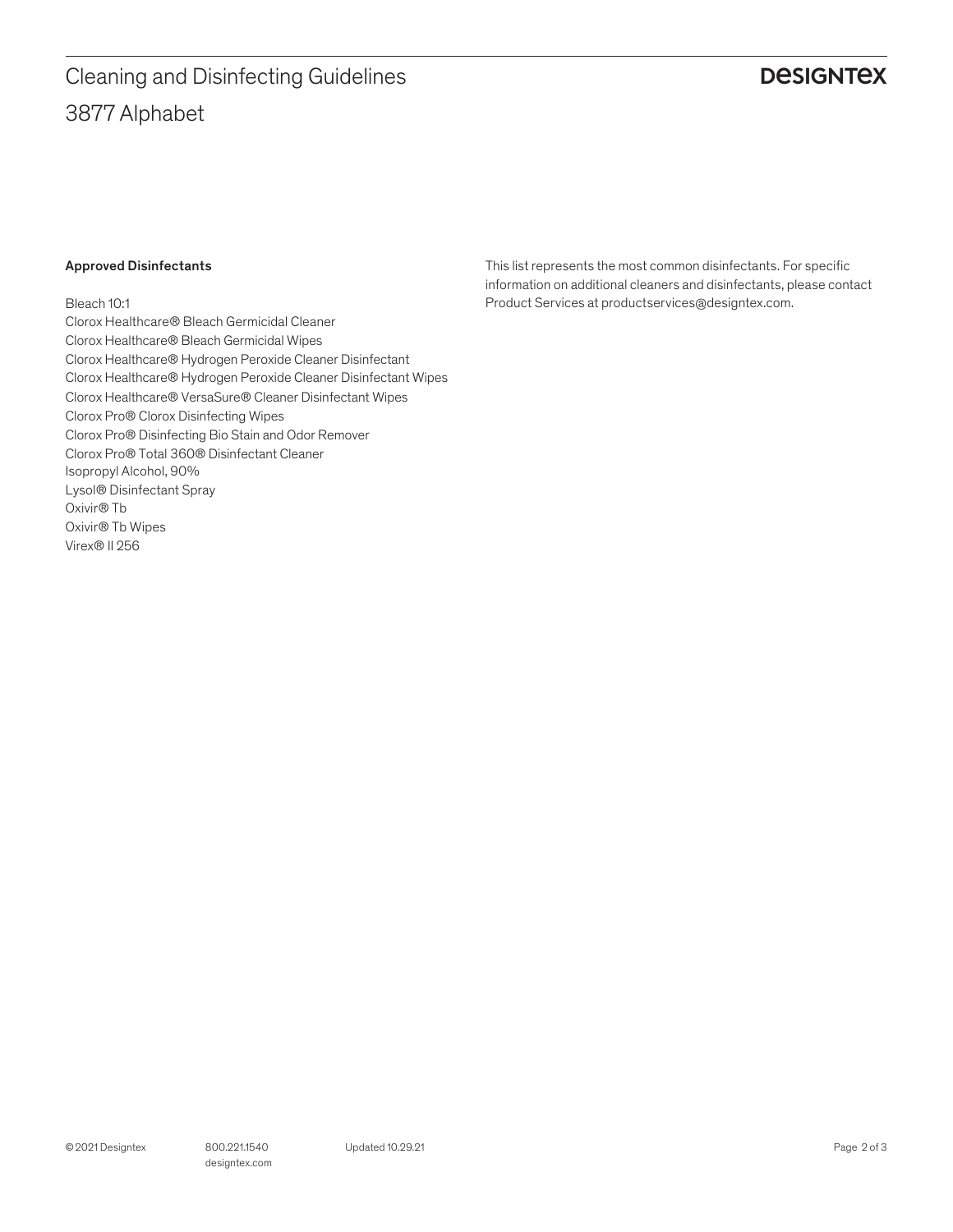# Cleaning and Disinfecting Guidelines

## 3877 Alphabet

**Approved Disinfectants**

Bleach 10:1
Clorox Healthcare® Bleach Germicidal Cleaner
Clorox Healthcare® Bleach Germicidal Wipes
Clorox Healthcare® Hydrogen Peroxide Cleaner Disinfectant
Clorox Healthcare® Hydrogen Peroxide Cleaner Disinfectant Wipes
Clorox Healthcare® VersaSure® Cleaner Disinfectant Wipes
Clorox Pro® Clorox Disinfecting Wipes
Clorox Pro® Disinfecting Bio Stain and Odor Remover
Clorox Pro® Total 360® Disinfectant Cleaner
Isopropyl Alcohol, 90%
Lysol® Disinfectant Spray
Oxivir® Tb
Oxivir® Tb Wipes
Virex® II 256

This list represents the most common disinfectants. For specific information on additional cleaners and disinfectants, please contact Product Services at productservices@designtex.com.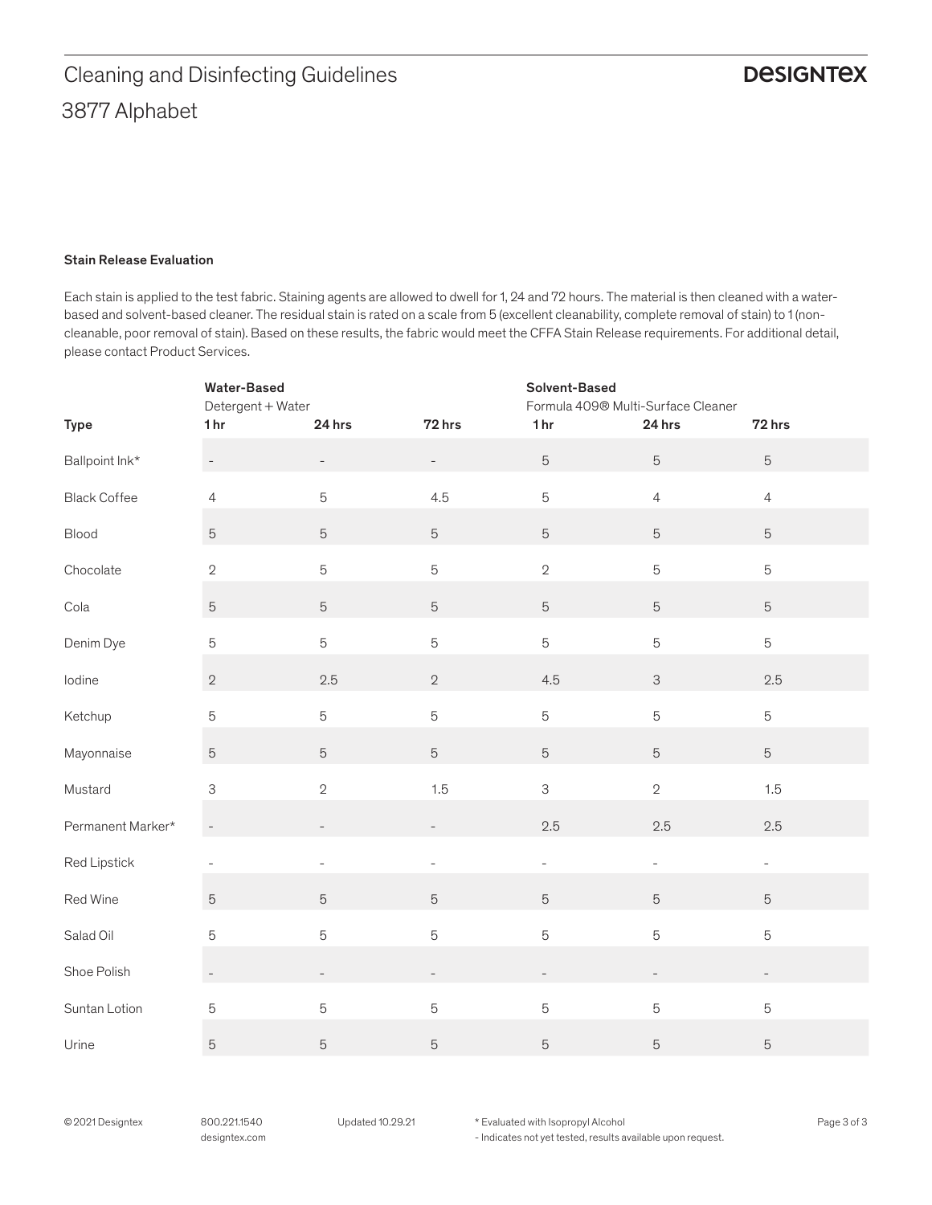# Cleaning and Disinfecting Guidelines

## 3877 Alphabet

### Stain Release Evaluation

Each stain is applied to the test fabric. Staining agents are allowed to dwell for 1, 24 and 72 hours. The material is then cleaned with a water-based and solvent-based cleaner. The residual stain is rated on a scale from 5 (excellent cleanability, complete removal of stain) to 1 (non-cleanable, poor removal of stain). Based on these results, the fabric would meet the CFFA Stain Release requirements. For additional detail, please contact Product Services.

| | **Water-Based** Detergent + Water | | | **Solvent-Based** Formula 409® Multi-Surface Cleaner | | |
|---|---|---|---|---|---|---|
| **Type** | **1 hr** | **24 hrs** | **72 hrs** | **1 hr** | **24 hrs** | **72 hrs** |
| Ballpoint Ink* | - | - | - | 5 | 5 | 5 |
| Black Coffee | 4 | 5 | 4.5 | 5 | 4 | 4 |
| Blood | 5 | 5 | 5 | 5 | 5 | 5 |
| Chocolate | 2 | 5 | 5 | 2 | 5 | 5 |
| Cola | 5 | 5 | 5 | 5 | 5 | 5 |
| Denim Dye | 5 | 5 | 5 | 5 | 5 | 5 |
| Iodine | 2 | 2.5 | 2 | 4.5 | 3 | 2.5 |
| Ketchup | 5 | 5 | 5 | 5 | 5 | 5 |
| Mayonnaise | 5 | 5 | 5 | 5 | 5 | 5 |
| Mustard | 3 | 2 | 1.5 | 3 | 2 | 1.5 |
| Permanent Marker* | - | - | - | 2.5 | 2.5 | 2.5 |
| Red Lipstick | - | - | - | - | - | - |
| Red Wine | 5 | 5 | 5 | 5 | 5 | 5 |
| Salad Oil | 5 | 5 | 5 | 5 | 5 | 5 |
| Shoe Polish | - | - | - | - | - | - |
| Suntan Lotion | 5 | 5 | 5 | 5 | 5 | 5 |
| Urine | 5 | 5 | 5 | 5 | 5 | 5 |

\* Evaluated with Isopropyl Alcohol

\- Indicates not yet tested, results available upon request.

© 2021 Designtex 800.221.1540 designtex.com Updated 10.29.21